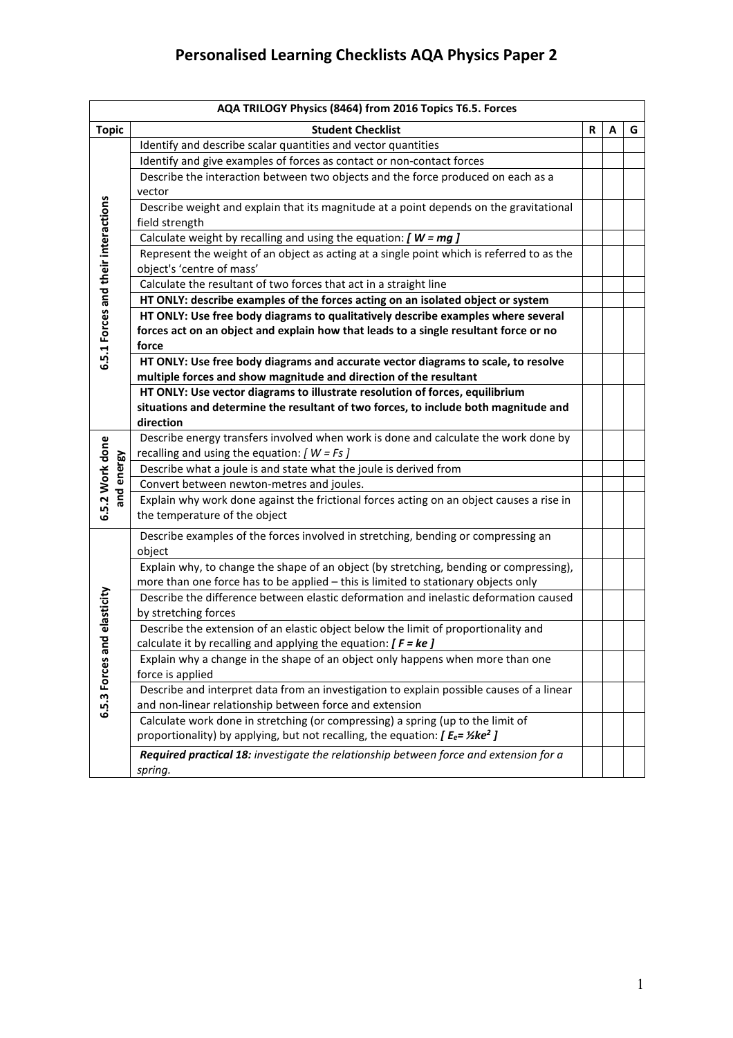# Personalised Learning Checklists AQA Physics Paper 2

| AQA TRILOGY Physics (8464) from 2016 Topics T6.5. Forces | | | | |
|---|---|---|---|---|
| **Topic** | **Student Checklist** | **R** | **A** | **G** |
| 6.5.1 Forces and their interactions | Identify and describe scalar quantities and vector quantities | | | |
| | Identify and give examples of forces as contact or non-contact forces | | | |
| | Describe the interaction between two objects and the force produced on each as a vector | | | |
| | Describe weight and explain that its magnitude at a point depends on the gravitational field strength | | | |
| | Calculate weight by recalling and using the equation: ***[ W = mg ]*** | | | |
| | Represent the weight of an object as acting at a single point which is referred to as the object's 'centre of mass' | | | |
| | Calculate the resultant of two forces that act in a straight line | | | |
| | **HT ONLY: describe examples of the forces acting on an isolated object or system** | | | |
| | **HT ONLY: Use free body diagrams to qualitatively describe examples where several forces act on an object and explain how that leads to a single resultant force or no force** | | | |
| | **HT ONLY: Use free body diagrams and accurate vector diagrams to scale, to resolve multiple forces and show magnitude and direction of the resultant** | | | |
| | **HT ONLY: Use vector diagrams to illustrate resolution of forces, equilibrium situations and determine the resultant of two forces, to include both magnitude and direction** | | | |
| 6.5.2 Work done and energy | Describe energy transfers involved when work is done and calculate the work done by recalling and using the equation: *[ W = Fs ]* | | | |
| | Describe what a joule is and state what the joule is derived from | | | |
| | Convert between newton-metres and joules. | | | |
| | Explain why work done against the frictional forces acting on an object causes a rise in the temperature of the object | | | |
| 6.5.3 Forces and elasticity | Describe examples of the forces involved in stretching, bending or compressing an object | | | |
| | Explain why, to change the shape of an object (by stretching, bending or compressing), more than one force has to be applied – this is limited to stationary objects only | | | |
| | Describe the difference between elastic deformation and inelastic deformation caused by stretching forces | | | |
| | Describe the extension of an elastic object below the limit of proportionality and calculate it by recalling and applying the equation: ***[ F = ke ]*** | | | |
| | Explain why a change in the shape of an object only happens when more than one force is applied | | | |
| | Describe and interpret data from an investigation to explain possible causes of a linear and non-linear relationship between force and extension | | | |
| | Calculate work done in stretching (or compressing) a spring (up to the limit of proportionality) by applying, but not recalling, the equation: ***[ $E_e = ½ke^2$ ]*** | | | |
| | ***Required practical 18:*** *investigate the relationship between force and extension for a spring.* | | | |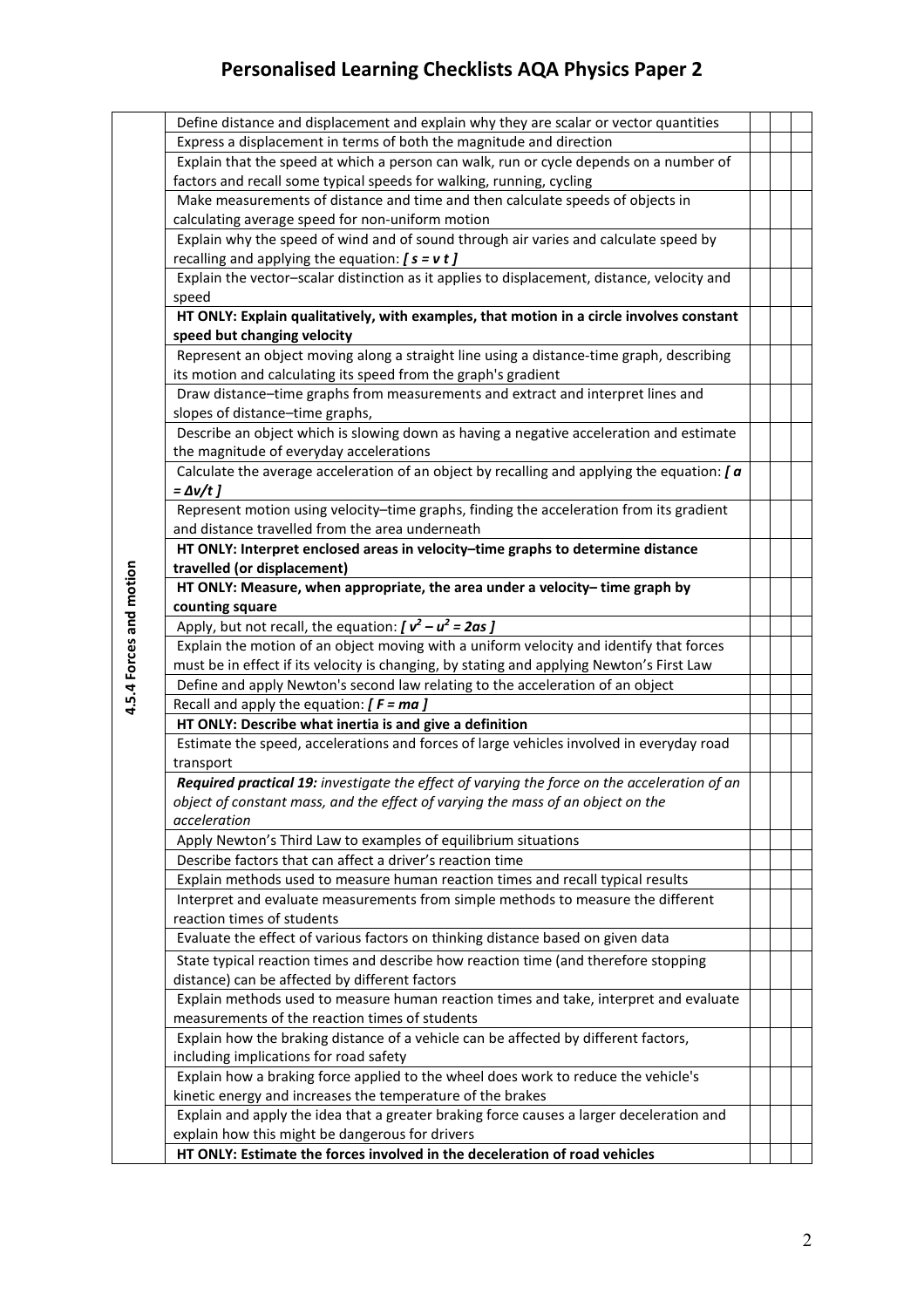# Personalised Learning Checklists AQA Physics Paper 2

| | | | | |
|---|---|---|---|---|
| **4.5.4 Forces and motion** | Define distance and displacement and explain why they are scalar or vector quantities | | | |
| | Express a displacement in terms of both the magnitude and direction | | | |
| | Explain that the speed at which a person can walk, run or cycle depends on a number of factors and recall some typical speeds for walking, running, cycling | | | |
| | Make measurements of distance and time and then calculate speeds of objects in calculating average speed for non-uniform motion | | | |
| | Explain why the speed of wind and of sound through air varies and calculate speed by recalling and applying the equation: ***[ $s = v t$ ]*** | | | |
| | Explain the vector–scalar distinction as it applies to displacement, distance, velocity and speed | | | |
| | **HT ONLY: Explain qualitatively, with examples, that motion in a circle involves constant speed but changing velocity** | | | |
| | Represent an object moving along a straight line using a distance-time graph, describing its motion and calculating its speed from the graph's gradient | | | |
| | Draw distance–time graphs from measurements and extract and interpret lines and slopes of distance–time graphs, | | | |
| | Describe an object which is slowing down as having a negative acceleration and estimate the magnitude of everyday accelerations | | | |
| | Calculate the average acceleration of an object by recalling and applying the equation: ***[ $a = \Delta v/t$ ]*** | | | |
| | Represent motion using velocity–time graphs, finding the acceleration from its gradient and distance travelled from the area underneath | | | |
| | **HT ONLY: Interpret enclosed areas in velocity–time graphs to determine distance travelled (or displacement)** | | | |
| | **HT ONLY: Measure, when appropriate, the area under a velocity– time graph by counting square** | | | |
| | Apply, but not recall, the equation: ***[ $v^2 - u^2 = 2as$ ]*** | | | |
| | Explain the motion of an object moving with a uniform velocity and identify that forces must be in effect if its velocity is changing, by stating and applying Newton's First Law | | | |
| | Define and apply Newton's second law relating to the acceleration of an object | | | |
| | Recall and apply the equation: ***[ $F = ma$ ]*** | | | |
| | **HT ONLY: Describe what inertia is and give a definition** | | | |
| | Estimate the speed, accelerations and forces of large vehicles involved in everyday road transport | | | |
| | ***Required practical 19:*** *investigate the effect of varying the force on the acceleration of an object of constant mass, and the effect of varying the mass of an object on the acceleration* | | | |
| | Apply Newton's Third Law to examples of equilibrium situations | | | |
| | Describe factors that can affect a driver's reaction time | | | |
| | Explain methods used to measure human reaction times and recall typical results | | | |
| | Interpret and evaluate measurements from simple methods to measure the different reaction times of students | | | |
| | Evaluate the effect of various factors on thinking distance based on given data | | | |
| | State typical reaction times and describe how reaction time (and therefore stopping distance) can be affected by different factors | | | |
| | Explain methods used to measure human reaction times and take, interpret and evaluate measurements of the reaction times of students | | | |
| | Explain how the braking distance of a vehicle can be affected by different factors, including implications for road safety | | | |
| | Explain how a braking force applied to the wheel does work to reduce the vehicle's kinetic energy and increases the temperature of the brakes | | | |
| | Explain and apply the idea that a greater braking force causes a larger deceleration and explain how this might be dangerous for drivers | | | |
| | **HT ONLY: Estimate the forces involved in the deceleration of road vehicles** | | | |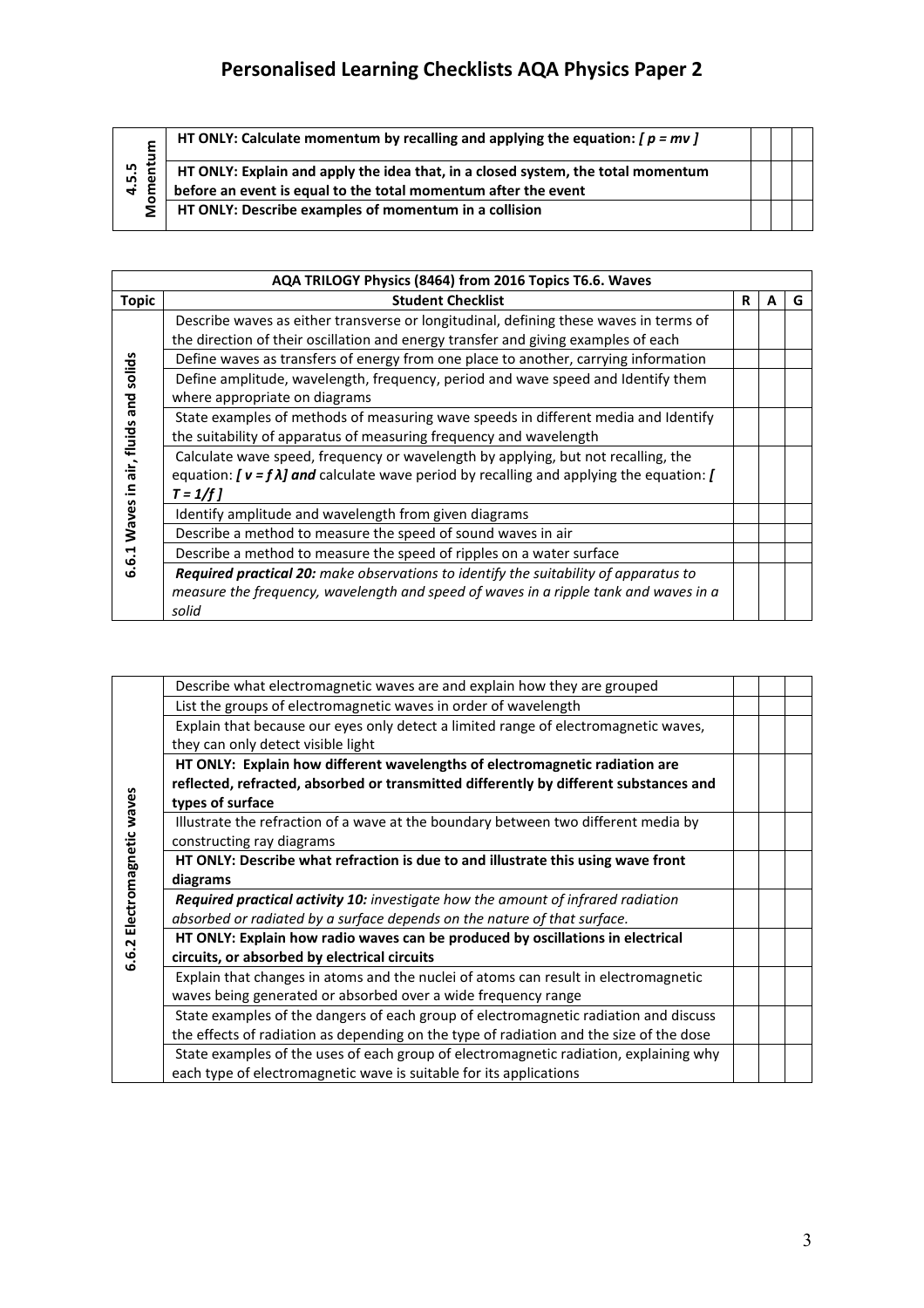# Personalised Learning Checklists AQA Physics Paper 2

| Topic | Student Checklist | R | A | G |
|---|---|---|---|---|
| 4.5.5 Momentum | **HT ONLY: Calculate momentum by recalling and applying the equation: *[ $p = mv$ ]*** | | | |
| | **HT ONLY: Explain and apply the idea that, in a closed system, the total momentum before an event is equal to the total momentum after the event** | | | |
| | **HT ONLY: Describe examples of momentum in a collision** | | | |

| AQA TRILOGY Physics (8464) from 2016 Topics T6.6. Waves | | | | |
|---|---|---|---|---|
| **Topic** | **Student Checklist** | **R** | **A** | **G** |
| 6.6.1 Waves in air, fluids and solids | Describe waves as either transverse or longitudinal, defining these waves in terms of the direction of their oscillation and energy transfer and giving examples of each | | | |
| | Define waves as transfers of energy from one place to another, carrying information | | | |
| | Define amplitude, wavelength, frequency, period and wave speed and Identify them where appropriate on diagrams | | | |
| | State examples of methods of measuring wave speeds in different media and Identify the suitability of apparatus of measuring frequency and wavelength | | | |
| | Calculate wave speed, frequency or wavelength by applying, but not recalling, the equation: ***[ $v = f\lambda$ ] and*** calculate wave period by recalling and applying the equation: ***[ $T = 1/f$ ]*** | | | |
| | Identify amplitude and wavelength from given diagrams | | | |
| | Describe a method to measure the speed of sound waves in air | | | |
| | Describe a method to measure the speed of ripples on a water surface | | | |
| | ***Required practical 20:*** *make observations to identify the suitability of apparatus to measure the frequency, wavelength and speed of waves in a ripple tank and waves in a solid* | | | |

| Topic | Student Checklist | R | A | G |
|---|---|---|---|---|
| 6.6.2 Electromagnetic waves | Describe what electromagnetic waves are and explain how they are grouped | | | |
| | List the groups of electromagnetic waves in order of wavelength | | | |
| | Explain that because our eyes only detect a limited range of electromagnetic waves, they can only detect visible light | | | |
| | **HT ONLY: Explain how different wavelengths of electromagnetic radiation are reflected, refracted, absorbed or transmitted differently by different substances and types of surface** | | | |
| | Illustrate the refraction of a wave at the boundary between two different media by constructing ray diagrams | | | |
| | **HT ONLY: Describe what refraction is due to and illustrate this using wave front diagrams** | | | |
| | ***Required practical activity 10:*** *investigate how the amount of infrared radiation absorbed or radiated by a surface depends on the nature of that surface.* | | | |
| | **HT ONLY: Explain how radio waves can be produced by oscillations in electrical circuits, or absorbed by electrical circuits** | | | |
| | Explain that changes in atoms and the nuclei of atoms can result in electromagnetic waves being generated or absorbed over a wide frequency range | | | |
| | State examples of the dangers of each group of electromagnetic radiation and discuss the effects of radiation as depending on the type of radiation and the size of the dose | | | |
| | State examples of the uses of each group of electromagnetic radiation, explaining why each type of electromagnetic wave is suitable for its applications | | | |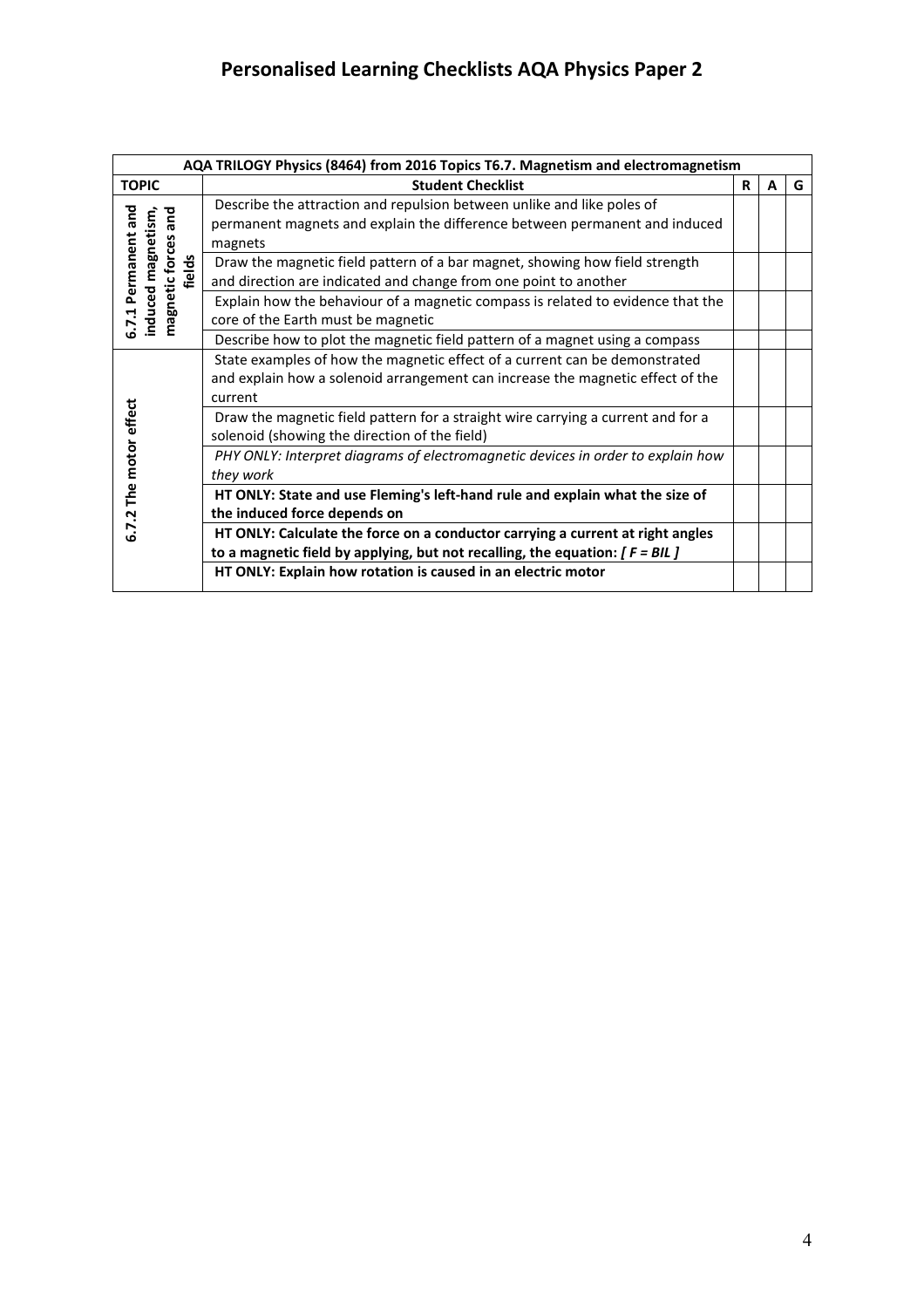# Personalised Learning Checklists AQA Physics Paper 2

| AQA TRILOGY Physics (8464) from 2016 Topics T6.7. Magnetism and electromagnetism | | | | |
|---|---|---|---|---|
| **TOPIC** | **Student Checklist** | **R** | **A** | **G** |
| **6.7.1 Permanent and induced magnetism, magnetic forces and fields** | Describe the attraction and repulsion between unlike and like poles of permanent magnets and explain the difference between permanent and induced magnets | | | |
| | Draw the magnetic field pattern of a bar magnet, showing how field strength and direction are indicated and change from one point to another | | | |
| | Explain how the behaviour of a magnetic compass is related to evidence that the core of the Earth must be magnetic | | | |
| | Describe how to plot the magnetic field pattern of a magnet using a compass | | | |
| **6.7.2 The motor effect** | State examples of how the magnetic effect of a current can be demonstrated and explain how a solenoid arrangement can increase the magnetic effect of the current | | | |
| | Draw the magnetic field pattern for a straight wire carrying a current and for a solenoid (showing the direction of the field) | | | |
| | *PHY ONLY: Interpret diagrams of electromagnetic devices in order to explain how they work* | | | |
| | **HT ONLY: State and use Fleming's left-hand rule and explain what the size of the induced force depends on** | | | |
| | **HT ONLY: Calculate the force on a conductor carrying a current at right angles to a magnetic field by applying, but not recalling, the equation: [ $F = BIL$ ]** | | | |
| | **HT ONLY: Explain how rotation is caused in an electric motor** | | | |